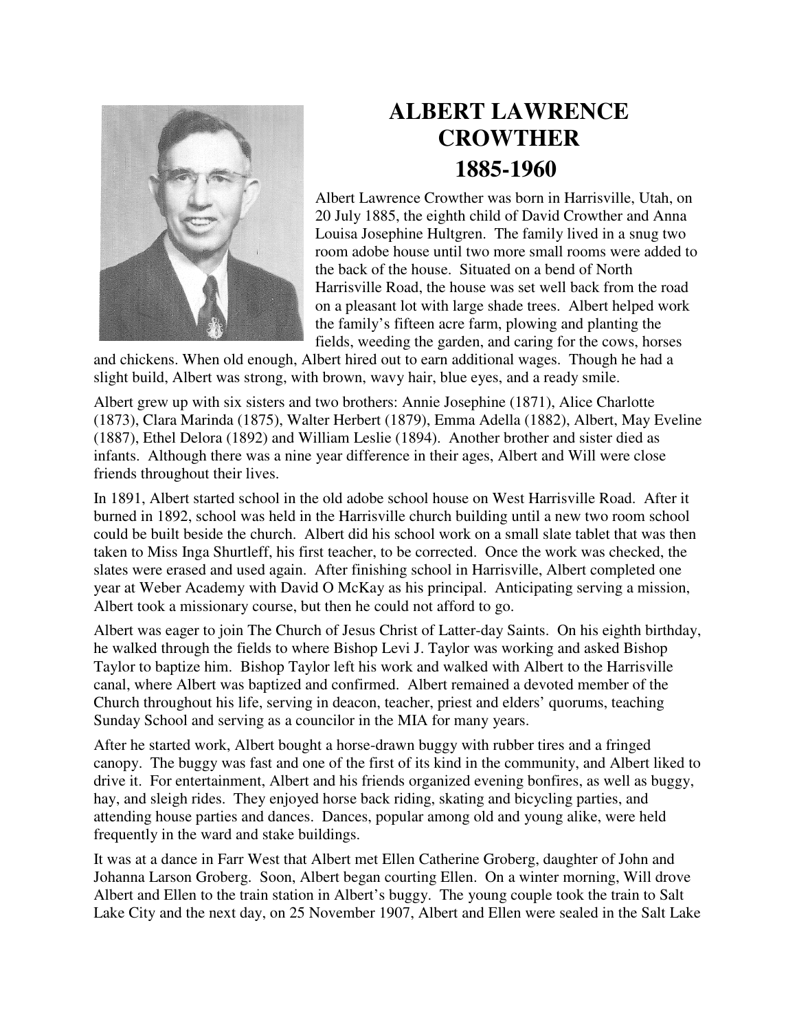# ALBERT LAWRENCE CROWTHER
# 1885-1960

Albert Lawrence Crowther was born in Harrisville, Utah, on 20 July 1885, the eighth child of David Crowther and Anna Louisa Josephine Hultgren. The family lived in a snug two room adobe house until two more small rooms were added to the back of the house. Situated on a bend of North Harrisville Road, the house was set well back from the road on a pleasant lot with large shade trees. Albert helped work the family's fifteen acre farm, plowing and planting the fields, weeding the garden, and caring for the cows, horses and chickens. When old enough, Albert hired out to earn additional wages. Though he had a slight build, Albert was strong, with brown, wavy hair, blue eyes, and a ready smile.

Albert grew up with six sisters and two brothers: Annie Josephine (1871), Alice Charlotte (1873), Clara Marinda (1875), Walter Herbert (1879), Emma Adella (1882), Albert, May Eveline (1887), Ethel Delora (1892) and William Leslie (1894). Another brother and sister died as infants. Although there was a nine year difference in their ages, Albert and Will were close friends throughout their lives.

In 1891, Albert started school in the old adobe school house on West Harrisville Road. After it burned in 1892, school was held in the Harrisville church building until a new two room school could be built beside the church. Albert did his school work on a small slate tablet that was then taken to Miss Inga Shurtleff, his first teacher, to be corrected. Once the work was checked, the slates were erased and used again. After finishing school in Harrisville, Albert completed one year at Weber Academy with David O McKay as his principal. Anticipating serving a mission, Albert took a missionary course, but then he could not afford to go.

Albert was eager to join The Church of Jesus Christ of Latter-day Saints. On his eighth birthday, he walked through the fields to where Bishop Levi J. Taylor was working and asked Bishop Taylor to baptize him. Bishop Taylor left his work and walked with Albert to the Harrisville canal, where Albert was baptized and confirmed. Albert remained a devoted member of the Church throughout his life, serving in deacon, teacher, priest and elders' quorums, teaching Sunday School and serving as a councilor in the MIA for many years.

After he started work, Albert bought a horse-drawn buggy with rubber tires and a fringed canopy. The buggy was fast and one of the first of its kind in the community, and Albert liked to drive it. For entertainment, Albert and his friends organized evening bonfires, as well as buggy, hay, and sleigh rides. They enjoyed horse back riding, skating and bicycling parties, and attending house parties and dances. Dances, popular among old and young alike, were held frequently in the ward and stake buildings.

It was at a dance in Farr West that Albert met Ellen Catherine Groberg, daughter of John and Johanna Larson Groberg. Soon, Albert began courting Ellen. On a winter morning, Will drove Albert and Ellen to the train station in Albert's buggy. The young couple took the train to Salt Lake City and the next day, on 25 November 1907, Albert and Ellen were sealed in the Salt Lake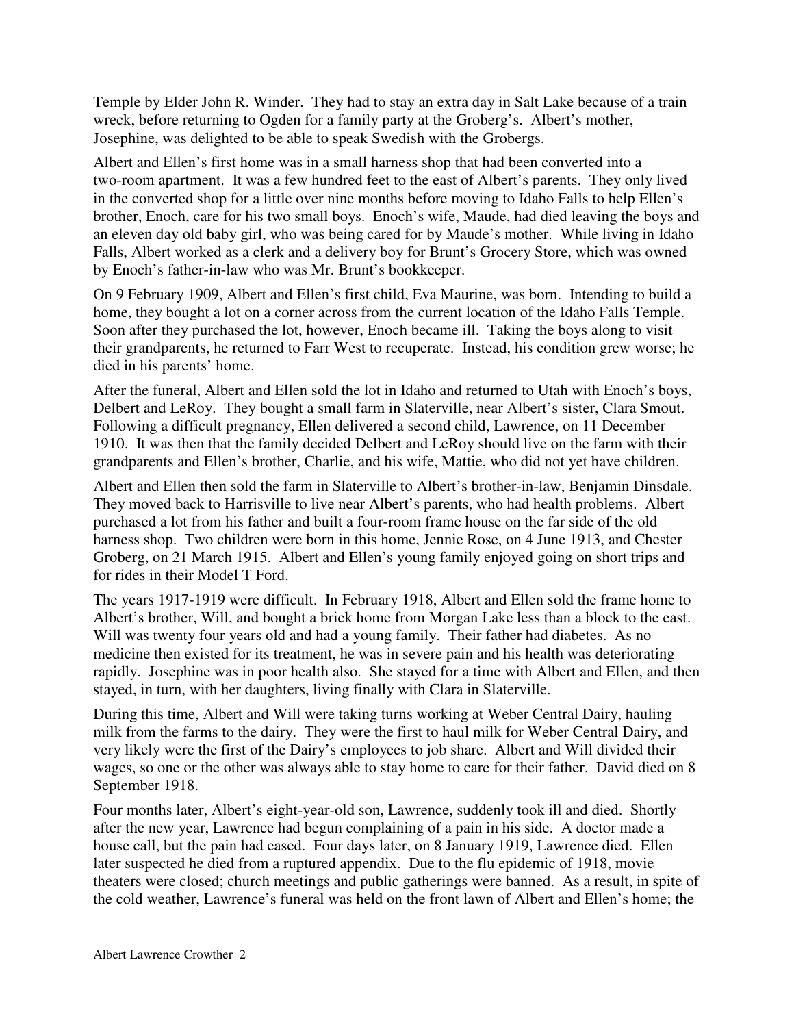Temple by Elder John R. Winder. They had to stay an extra day in Salt Lake because of a train wreck, before returning to Ogden for a family party at the Groberg's. Albert's mother, Josephine, was delighted to be able to speak Swedish with the Grobergs.

Albert and Ellen's first home was in a small harness shop that had been converted into a two-room apartment. It was a few hundred feet to the east of Albert's parents. They only lived in the converted shop for a little over nine months before moving to Idaho Falls to help Ellen's brother, Enoch, care for his two small boys. Enoch's wife, Maude, had died leaving the boys and an eleven day old baby girl, who was being cared for by Maude's mother. While living in Idaho Falls, Albert worked as a clerk and a delivery boy for Brunt's Grocery Store, which was owned by Enoch's father-in-law who was Mr. Brunt's bookkeeper.

On 9 February 1909, Albert and Ellen's first child, Eva Maurine, was born. Intending to build a home, they bought a lot on a corner across from the current location of the Idaho Falls Temple. Soon after they purchased the lot, however, Enoch became ill. Taking the boys along to visit their grandparents, he returned to Farr West to recuperate. Instead, his condition grew worse; he died in his parents' home.

After the funeral, Albert and Ellen sold the lot in Idaho and returned to Utah with Enoch's boys, Delbert and LeRoy. They bought a small farm in Slaterville, near Albert's sister, Clara Smout. Following a difficult pregnancy, Ellen delivered a second child, Lawrence, on 11 December 1910. It was then that the family decided Delbert and LeRoy should live on the farm with their grandparents and Ellen's brother, Charlie, and his wife, Mattie, who did not yet have children.

Albert and Ellen then sold the farm in Slaterville to Albert's brother-in-law, Benjamin Dinsdale. They moved back to Harrisville to live near Albert's parents, who had health problems. Albert purchased a lot from his father and built a four-room frame house on the far side of the old harness shop. Two children were born in this home, Jennie Rose, on 4 June 1913, and Chester Groberg, on 21 March 1915. Albert and Ellen's young family enjoyed going on short trips and for rides in their Model T Ford.

The years 1917-1919 were difficult. In February 1918, Albert and Ellen sold the frame home to Albert's brother, Will, and bought a brick home from Morgan Lake less than a block to the east. Will was twenty four years old and had a young family. Their father had diabetes. As no medicine then existed for its treatment, he was in severe pain and his health was deteriorating rapidly. Josephine was in poor health also. She stayed for a time with Albert and Ellen, and then stayed, in turn, with her daughters, living finally with Clara in Slaterville.

During this time, Albert and Will were taking turns working at Weber Central Dairy, hauling milk from the farms to the dairy. They were the first to haul milk for Weber Central Dairy, and very likely were the first of the Dairy's employees to job share. Albert and Will divided their wages, so one or the other was always able to stay home to care for their father. David died on 8 September 1918.

Four months later, Albert's eight-year-old son, Lawrence, suddenly took ill and died. Shortly after the new year, Lawrence had begun complaining of a pain in his side. A doctor made a house call, but the pain had eased. Four days later, on 8 January 1919, Lawrence died. Ellen later suspected he died from a ruptured appendix. Due to the flu epidemic of 1918, movie theaters were closed; church meetings and public gatherings were banned. As a result, in spite of the cold weather, Lawrence's funeral was held on the front lawn of Albert and Ellen's home; the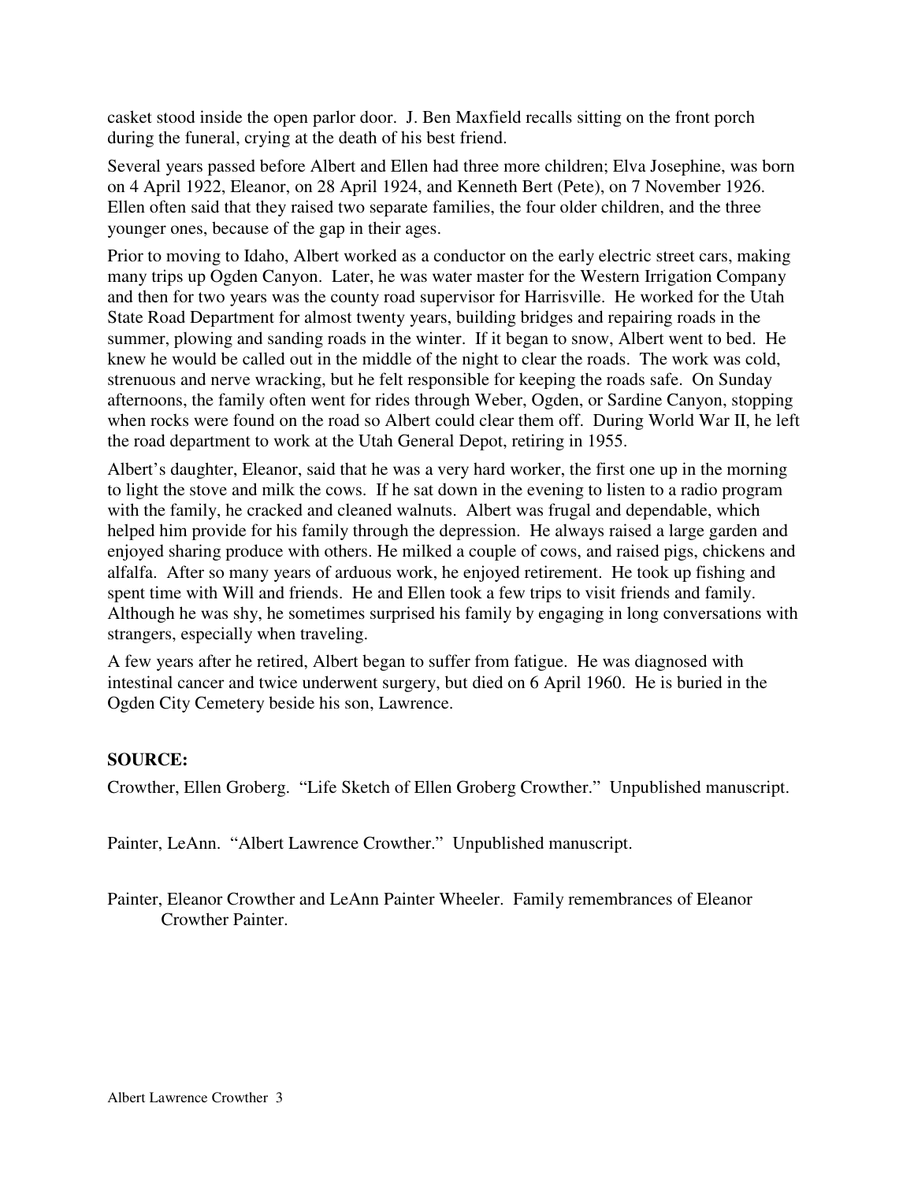casket stood inside the open parlor door. J. Ben Maxfield recalls sitting on the front porch during the funeral, crying at the death of his best friend.

Several years passed before Albert and Ellen had three more children; Elva Josephine, was born on 4 April 1922, Eleanor, on 28 April 1924, and Kenneth Bert (Pete), on 7 November 1926. Ellen often said that they raised two separate families, the four older children, and the three younger ones, because of the gap in their ages.

Prior to moving to Idaho, Albert worked as a conductor on the early electric street cars, making many trips up Ogden Canyon. Later, he was water master for the Western Irrigation Company and then for two years was the county road supervisor for Harrisville. He worked for the Utah State Road Department for almost twenty years, building bridges and repairing roads in the summer, plowing and sanding roads in the winter. If it began to snow, Albert went to bed. He knew he would be called out in the middle of the night to clear the roads. The work was cold, strenuous and nerve wracking, but he felt responsible for keeping the roads safe. On Sunday afternoons, the family often went for rides through Weber, Ogden, or Sardine Canyon, stopping when rocks were found on the road so Albert could clear them off. During World War II, he left the road department to work at the Utah General Depot, retiring in 1955.

Albert's daughter, Eleanor, said that he was a very hard worker, the first one up in the morning to light the stove and milk the cows. If he sat down in the evening to listen to a radio program with the family, he cracked and cleaned walnuts. Albert was frugal and dependable, which helped him provide for his family through the depression. He always raised a large garden and enjoyed sharing produce with others. He milked a couple of cows, and raised pigs, chickens and alfalfa. After so many years of arduous work, he enjoyed retirement. He took up fishing and spent time with Will and friends. He and Ellen took a few trips to visit friends and family. Although he was shy, he sometimes surprised his family by engaging in long conversations with strangers, especially when traveling.

A few years after he retired, Albert began to suffer from fatigue. He was diagnosed with intestinal cancer and twice underwent surgery, but died on 6 April 1960. He is buried in the Ogden City Cemetery beside his son, Lawrence.

**SOURCE:**

Crowther, Ellen Groberg. "Life Sketch of Ellen Groberg Crowther." Unpublished manuscript.

Painter, LeAnn. "Albert Lawrence Crowther." Unpublished manuscript.

Painter, Eleanor Crowther and LeAnn Painter Wheeler. Family remembrances of Eleanor Crowther Painter.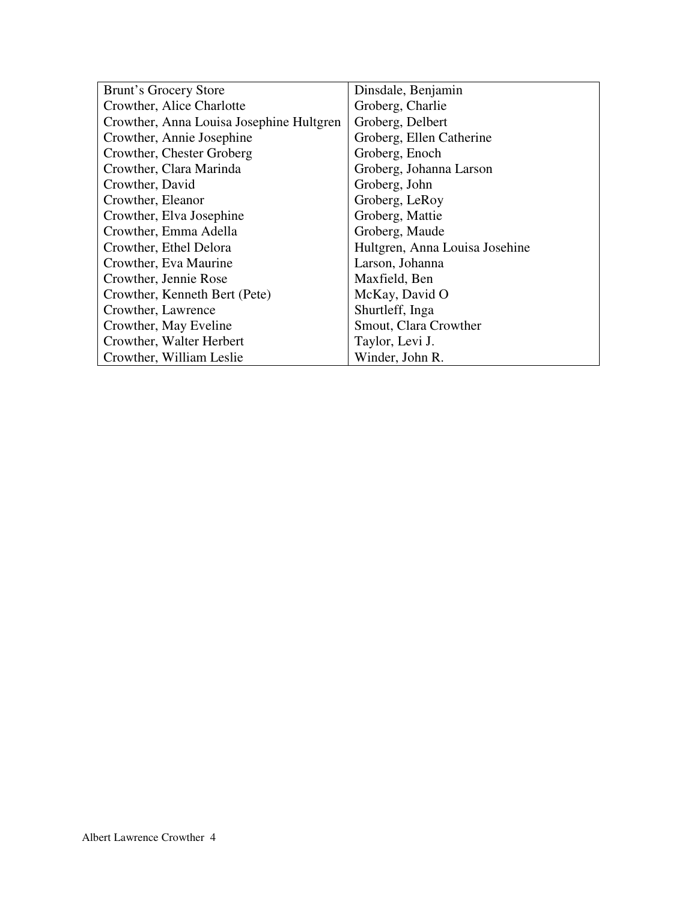| | |
|---|---|
| Brunt's Grocery Store | Dinsdale, Benjamin |
| Crowther, Alice Charlotte | Groberg, Charlie |
| Crowther, Anna Louisa Josephine Hultgren | Groberg, Delbert |
| Crowther, Annie Josephine | Groberg, Ellen Catherine |
| Crowther, Chester Groberg | Groberg, Enoch |
| Crowther, Clara Marinda | Groberg, Johanna Larson |
| Crowther, David | Groberg, John |
| Crowther, Eleanor | Groberg, LeRoy |
| Crowther, Elva Josephine | Groberg, Mattie |
| Crowther, Emma Adella | Groberg, Maude |
| Crowther, Ethel Delora | Hultgren, Anna Louisa Josehine |
| Crowther, Eva Maurine | Larson, Johanna |
| Crowther, Jennie Rose | Maxfield, Ben |
| Crowther, Kenneth Bert (Pete) | McKay, David O |
| Crowther, Lawrence | Shurtleff, Inga |
| Crowther, May Eveline | Smout, Clara Crowther |
| Crowther, Walter Herbert | Taylor, Levi J. |
| Crowther, William Leslie | Winder, John R. |